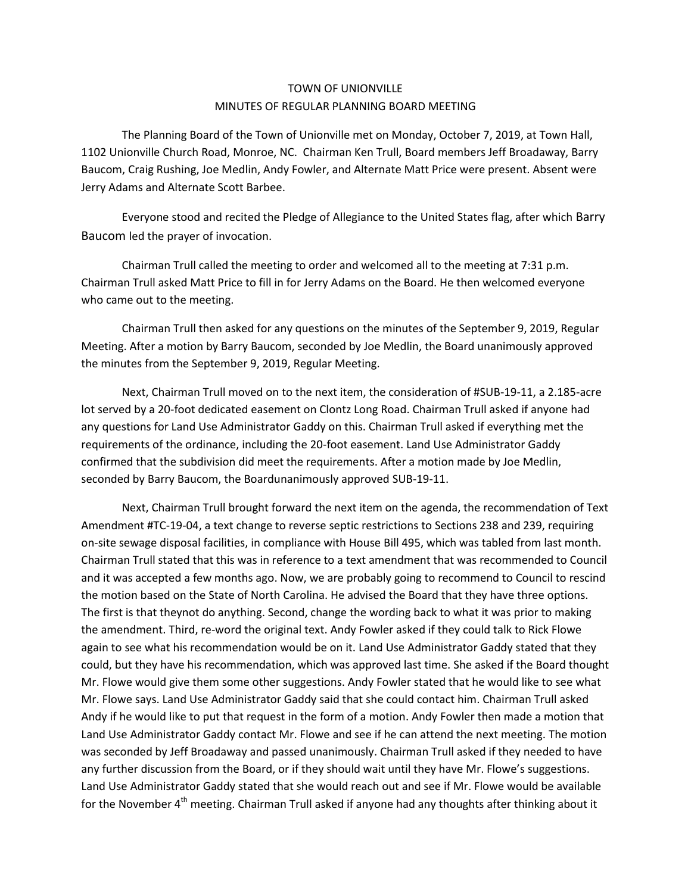TOWN OF UNIONVILLE

MINUTES OF REGULAR PLANNING BOARD MEETING

The Planning Board of the Town of Unionville met on Monday, October 7, 2019, at Town Hall, 1102 Unionville Church Road, Monroe, NC. Chairman Ken Trull, Board members Jeff Broadaway, Barry Baucom, Craig Rushing, Joe Medlin, Andy Fowler, and Alternate Matt Price were present. Absent were Jerry Adams and Alternate Scott Barbee.

Everyone stood and recited the Pledge of Allegiance to the United States flag, after which Barry Baucom led the prayer of invocation.

Chairman Trull called the meeting to order and welcomed all to the meeting at 7:31 p.m. Chairman Trull asked Matt Price to fill in for Jerry Adams on the Board. He then welcomed everyone who came out to the meeting.

Chairman Trull then asked for any questions on the minutes of the September 9, 2019, Regular Meeting. After a motion by Barry Baucom, seconded by Joe Medlin, the Board unanimously approved the minutes from the September 9, 2019, Regular Meeting.

Next, Chairman Trull moved on to the next item, the consideration of #SUB-19-11, a 2.185-acre lot served by a 20-foot dedicated easement on Clontz Long Road. Chairman Trull asked if anyone had any questions for Land Use Administrator Gaddy on this. Chairman Trull asked if everything met the requirements of the ordinance, including the 20-foot easement. Land Use Administrator Gaddy confirmed that the subdivision did meet the requirements. After a motion made by Joe Medlin, seconded by Barry Baucom, the Boardunanimously approved SUB-19-11.

Next, Chairman Trull brought forward the next item on the agenda, the recommendation of Text Amendment #TC-19-04, a text change to reverse septic restrictions to Sections 238 and 239, requiring on-site sewage disposal facilities, in compliance with House Bill 495, which was tabled from last month. Chairman Trull stated that this was in reference to a text amendment that was recommended to Council and it was accepted a few months ago. Now, we are probably going to recommend to Council to rescind the motion based on the State of North Carolina. He advised the Board that they have three options. The first is that theynot do anything. Second, change the wording back to what it was prior to making the amendment. Third, re-word the original text. Andy Fowler asked if they could talk to Rick Flowe again to see what his recommendation would be on it. Land Use Administrator Gaddy stated that they could, but they have his recommendation, which was approved last time. She asked if the Board thought Mr. Flowe would give them some other suggestions. Andy Fowler stated that he would like to see what Mr. Flowe says. Land Use Administrator Gaddy said that she could contact him. Chairman Trull asked Andy if he would like to put that request in the form of a motion. Andy Fowler then made a motion that Land Use Administrator Gaddy contact Mr. Flowe and see if he can attend the next meeting. The motion was seconded by Jeff Broadaway and passed unanimously. Chairman Trull asked if they needed to have any further discussion from the Board, or if they should wait until they have Mr. Flowe's suggestions. Land Use Administrator Gaddy stated that she would reach out and see if Mr. Flowe would be available for the November 4th meeting. Chairman Trull asked if anyone had any thoughts after thinking about it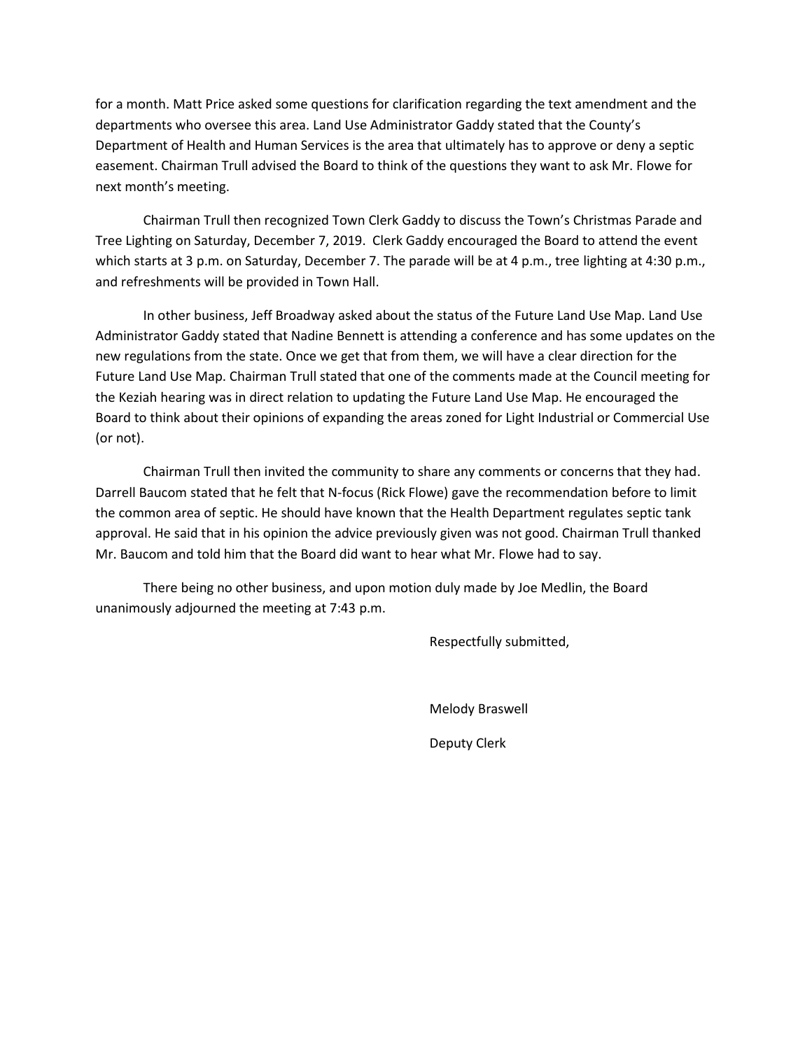for a month. Matt Price asked some questions for clarification regarding the text amendment and the departments who oversee this area. Land Use Administrator Gaddy stated that the County's Department of Health and Human Services is the area that ultimately has to approve or deny a septic easement. Chairman Trull advised the Board to think of the questions they want to ask Mr. Flowe for next month's meeting.

Chairman Trull then recognized Town Clerk Gaddy to discuss the Town's Christmas Parade and Tree Lighting on Saturday, December 7, 2019. Clerk Gaddy encouraged the Board to attend the event which starts at 3 p.m. on Saturday, December 7. The parade will be at 4 p.m., tree lighting at 4:30 p.m., and refreshments will be provided in Town Hall.

In other business, Jeff Broadway asked about the status of the Future Land Use Map. Land Use Administrator Gaddy stated that Nadine Bennett is attending a conference and has some updates on the new regulations from the state. Once we get that from them, we will have a clear direction for the Future Land Use Map. Chairman Trull stated that one of the comments made at the Council meeting for the Keziah hearing was in direct relation to updating the Future Land Use Map. He encouraged the Board to think about their opinions of expanding the areas zoned for Light Industrial or Commercial Use (or not).

Chairman Trull then invited the community to share any comments or concerns that they had. Darrell Baucom stated that he felt that N-focus (Rick Flowe) gave the recommendation before to limit the common area of septic. He should have known that the Health Department regulates septic tank approval. He said that in his opinion the advice previously given was not good. Chairman Trull thanked Mr. Baucom and told him that the Board did want to hear what Mr. Flowe had to say.

There being no other business, and upon motion duly made by Joe Medlin, the Board unanimously adjourned the meeting at 7:43 p.m.

Respectfully submitted,

Melody Braswell

Deputy Clerk